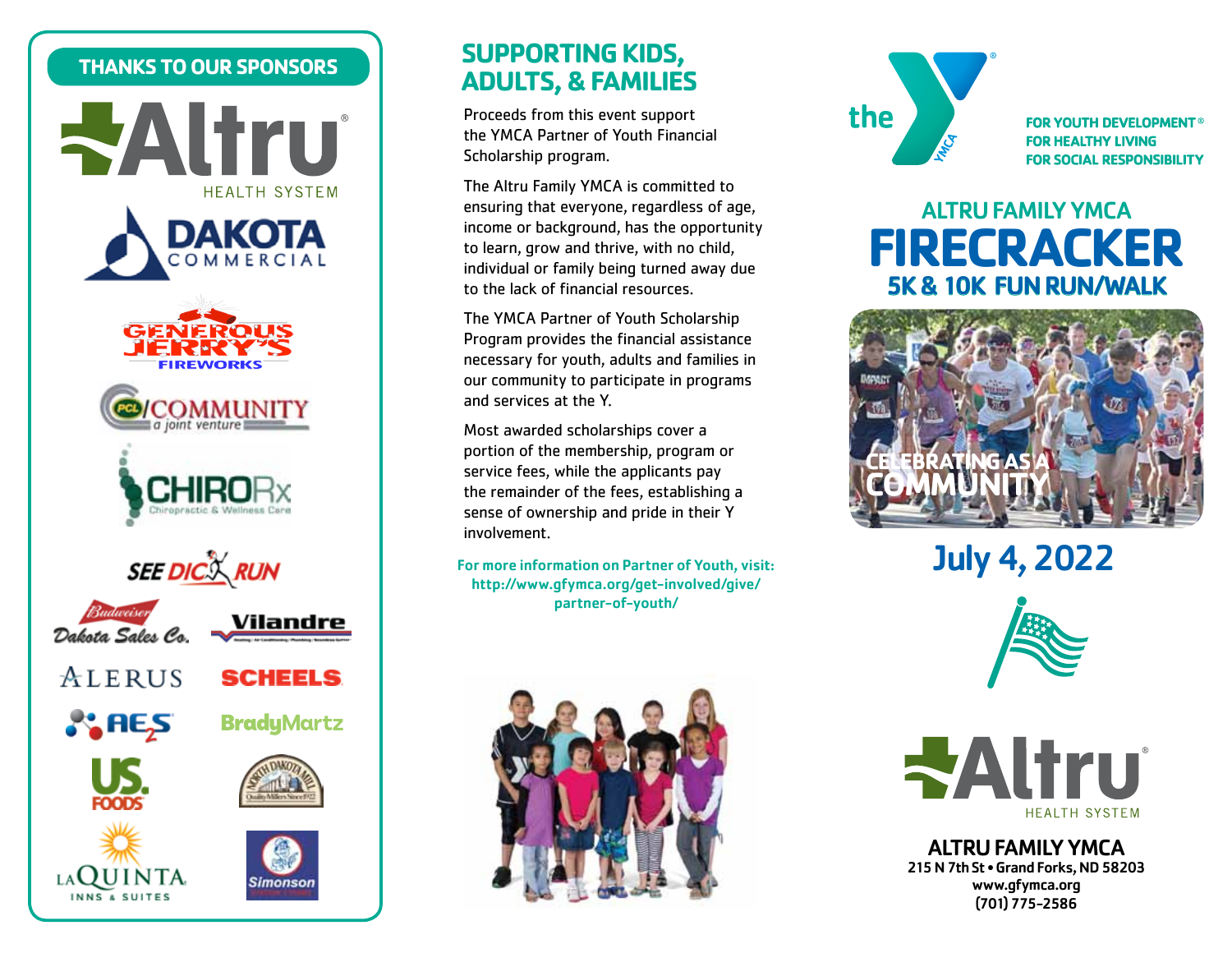## THANKS TO OUR SPONSORS

Altru Health System

Dakota Commercial

Generous Jerry's Fireworks

PCL/Community a joint venture

ChiroRx Chiropractic & Wellness Care

See Dick Run

Budweiser Dakota Sales Co.

Vilandre

Alerus

Scheels

AES

BradyMartz

US Foods

North Dakota Mill

La Quinta Inns & Suites

Simonson

## SUPPORTING KIDS, ADULTS, & FAMILIES

Proceeds from this event support the YMCA Partner of Youth Financial Scholarship program.

The Altru Family YMCA is committed to ensuring that everyone, regardless of age, income or background, has the opportunity to learn, grow and thrive, with no child, individual or family being turned away due to the lack of financial resources.

The YMCA Partner of Youth Scholarship Program provides the financial assistance necessary for youth, adults and families in our community to participate in programs and services at the Y.

Most awarded scholarships cover a portion of the membership, program or service fees, while the applicants pay the remainder of the fees, establishing a sense of ownership and pride in their Y involvement.

**For more information on Partner of Youth, visit: http://www.gfymca.org/get-involved/give/partner-of-youth/**

the YMCA

FOR YOUTH DEVELOPMENT®
FOR HEALTHY LIVING
FOR SOCIAL RESPONSIBILITY

# ALTRU FAMILY YMCA FIRECRACKER

## 5K & 10K FUN RUN/WALK

CELEBRATING AS A COMMUNITY

## July 4, 2022

Altru Health System

**ALTRU FAMILY YMCA**
**215 N 7th St • Grand Forks, ND 58203**
**www.gfymca.org**
**(701) 775-2586**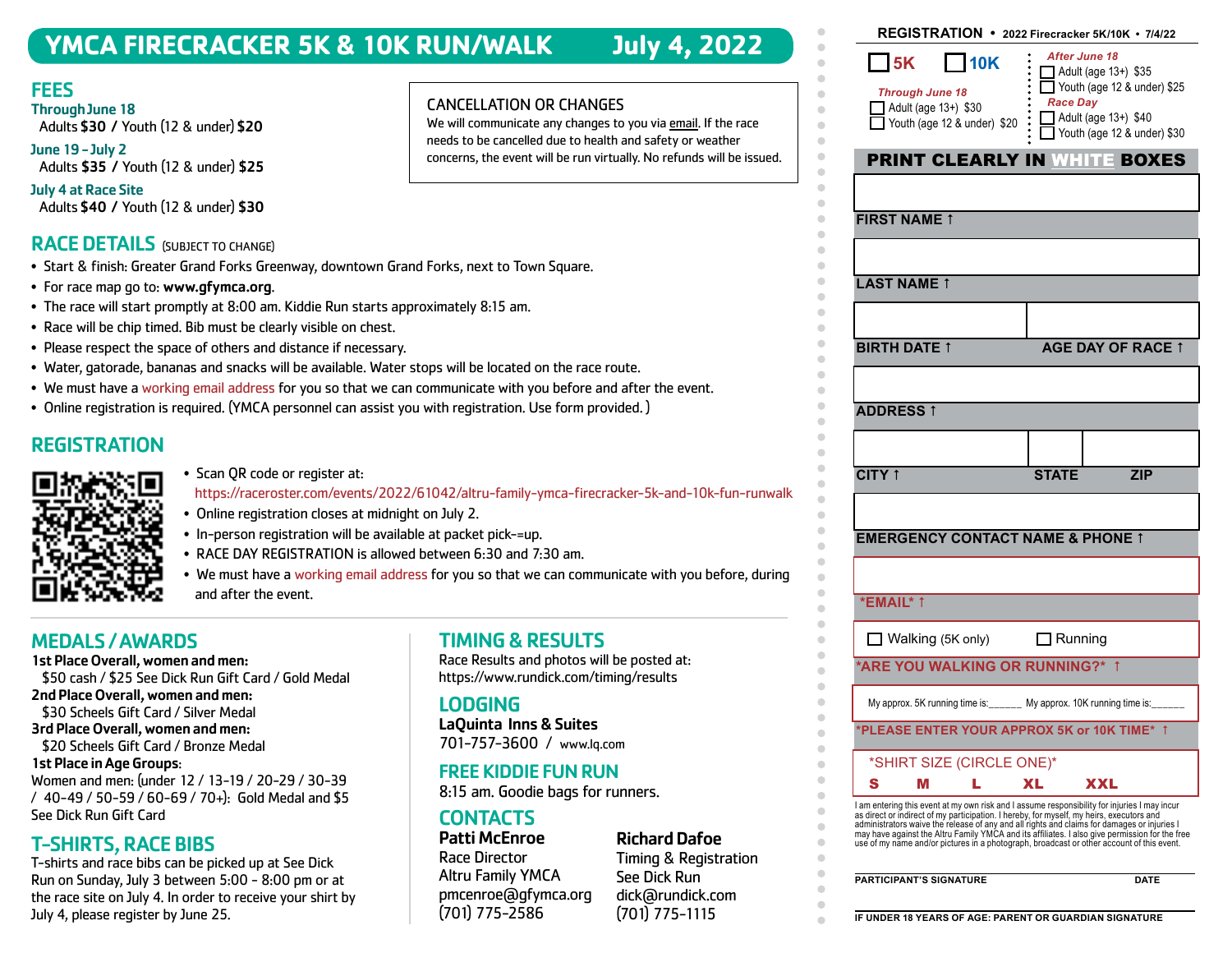# YMCA FIRECRACKER 5K & 10K RUN/WALK July 4, 2022

## FEES

**Through June 18**
Adults **$30** / Youth (12 & under) **$20**

**June 19 – July 2**
Adults **$35** / Youth (12 & under) **$25**

**July 4 at Race Site**
Adults **$40** / Youth (12 & under) **$30**

CANCELLATION OR CHANGES
We will communicate any changes to you via email. If the race needs to be cancelled due to health and safety or weather concerns, the event will be run virtually. No refunds will be issued.

## RACE DETAILS (SUBJECT TO CHANGE)

- Start & finish: Greater Grand Forks Greenway, downtown Grand Forks, next to Town Square.
- For race map go to: **www.gfymca.org**.
- The race will start promptly at 8:00 am. Kiddie Run starts approximately 8:15 am.
- Race will be chip timed. Bib must be clearly visible on chest.
- Please respect the space of others and distance if necessary.
- Water, gatorade, bananas and snacks will be available. Water stops will be located on the race route.
- We must have a working email address for you so that we can communicate with you before and after the event.
- Online registration is required. (YMCA personnel can assist you with registration. Use form provided.)

## REGISTRATION

- Scan QR code or register at:
  https://raceroster.com/events/2022/61042/altru-family-ymca-firecracker-5k-and-10k-fun-runwalk
- Online registration closes at midnight on July 2.
- In-person registration will be available at packet pick-=up.
- RACE DAY REGISTRATION is allowed between 6:30 and 7:30 am.
- We must have a working email address for you so that we can communicate with you before, during and after the event.

## MEDALS / AWARDS

**1st Place Overall, women and men:**
$50 cash / $25 See Dick Run Gift Card / Gold Medal
**2nd Place Overall, women and men:**
$30 Scheels Gift Card / Silver Medal
**3rd Place Overall, women and men:**
$20 Scheels Gift Card / Bronze Medal
**1st Place in Age Groups**:
Women and men: (under 12 / 13-19 / 20-29 / 30-39 / 40-49 / 50-59 / 60-69 / 70+): Gold Medal and $5 See Dick Run Gift Card

## T-SHIRTS, RACE BIBS

T-shirts and race bibs can be picked up at See Dick Run on Sunday, July 3 between 5:00 - 8:00 pm or at the race site on July 4. In order to receive your shirt by July 4, please register by June 25.

## TIMING & RESULTS

Race Results and photos will be posted at:
https://www.rundick.com/timing/results

## LODGING

**LaQuinta Inns & Suites**
701-757-3600 / www.lq.com

## FREE KIDDIE FUN RUN

8:15 am. Goodie bags for runners.

## CONTACTS

**Patti McEnroe**
Race Director
Altru Family YMCA
pmcenroe@gfymca.org
(701) 775-2586

**Richard Dafoe**
Timing & Registration
See Dick Run
dick@rundick.com
(701) 775-1115

---

**REGISTRATION • 2022 Firecracker 5K/10K • 7/4/22**

☐ 5K ☐ 10K

*Through June 18*
☐ Adult (age 13+) $30
☐ Youth (age 12 & under) $20

*After June 18*
☐ Adult (age 13+) $35
☐ Youth (age 12 & under) $25

*Race Day*
☐ Adult (age 13+) $40
☐ Youth (age 12 & under) $30

**PRINT CLEARLY IN WHITE BOXES**

FIRST NAME ↑

LAST NAME ↑

BIRTH DATE ↑ AGE DAY OF RACE ↑

ADDRESS ↑

CITY ↑ STATE ZIP

EMERGENCY CONTACT NAME & PHONE ↑

*EMAIL* ↑

☐ Walking (5K only) ☐ Running
*ARE YOU WALKING OR RUNNING?* ↑

My approx. 5K running time is:______ My approx. 10K running time is:______
*PLEASE ENTER YOUR APPROX 5K or 10K TIME* ↑

*SHIRT SIZE (CIRCLE ONE)*
S M L XL XXL

I am entering this event at my own risk and I assume responsibility for injuries I may incur as direct or indirect of my participation. I hereby, for myself, my heirs, executors and administrators waive the release of any and all rights and claims for damages or injuries I may have against the Altru Family YMCA and its affiliates. I also give permission for the free use of my name and/or pictures in a photograph, broadcast or other account of this event.

PARTICIPANT'S SIGNATURE DATE

IF UNDER 18 YEARS OF AGE: PARENT OR GUARDIAN SIGNATURE